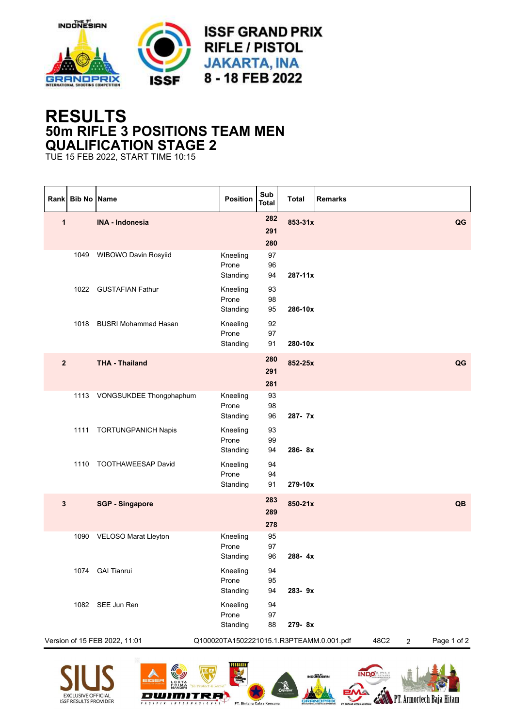ISSF GRAND PRIX
RIFLE / PISTOL
JAKARTA, INA
8 - 18 FEB 2022

# RESULTS
## 50m RIFLE 3 POSITIONS TEAM MEN
## QUALIFICATION STAGE 2

TUE 15 FEB 2022, START TIME 10:15

| Rank | Bib No | Name | Position | Sub Total | Total | Remarks |
|---|---|---|---|---|---|---|
| **1** | | **INA - Indonesia** | | **282** **291** **280** | **853-31x** | **QG** |
| | 1049 | WIBOWO Davin Rosyiid | Kneeling Prone Standing | 97 96 94 | **287-11x** | |
| | 1022 | GUSTAFIAN Fathur | Kneeling Prone Standing | 93 98 95 | **286-10x** | |
| | 1018 | BUSRI Mohammad Hasan | Kneeling Prone Standing | 92 97 91 | **280-10x** | |
| **2** | | **THA - Thailand** | | **280** **291** **281** | **852-25x** | **QG** |
| | 1113 | VONGSUKDEE Thongphaphum | Kneeling Prone Standing | 93 98 96 | **287- 7x** | |
| | 1111 | TORTUNGPANICH Napis | Kneeling Prone Standing | 93 99 94 | **286- 8x** | |
| | 1110 | TOOTHAWEESAP David | Kneeling Prone Standing | 94 94 91 | **279-10x** | |
| **3** | | **SGP - Singapore** | | **283** **289** **278** | **850-21x** | **QB** |
| | 1090 | VELOSO Marat Lleyton | Kneeling Prone Standing | 95 97 96 | **288- 4x** | |
| | 1074 | GAI Tianrui | Kneeling Prone Standing | 94 95 94 | **283- 9x** | |
| | 1082 | SEE Jun Ren | Kneeling Prone Standing | 94 97 88 | **279- 8x** | |

Version of 15 FEB 2022, 11:01 Q100020TA1502221015.1.R3PTEAMM.0.001.pdf 48C2 2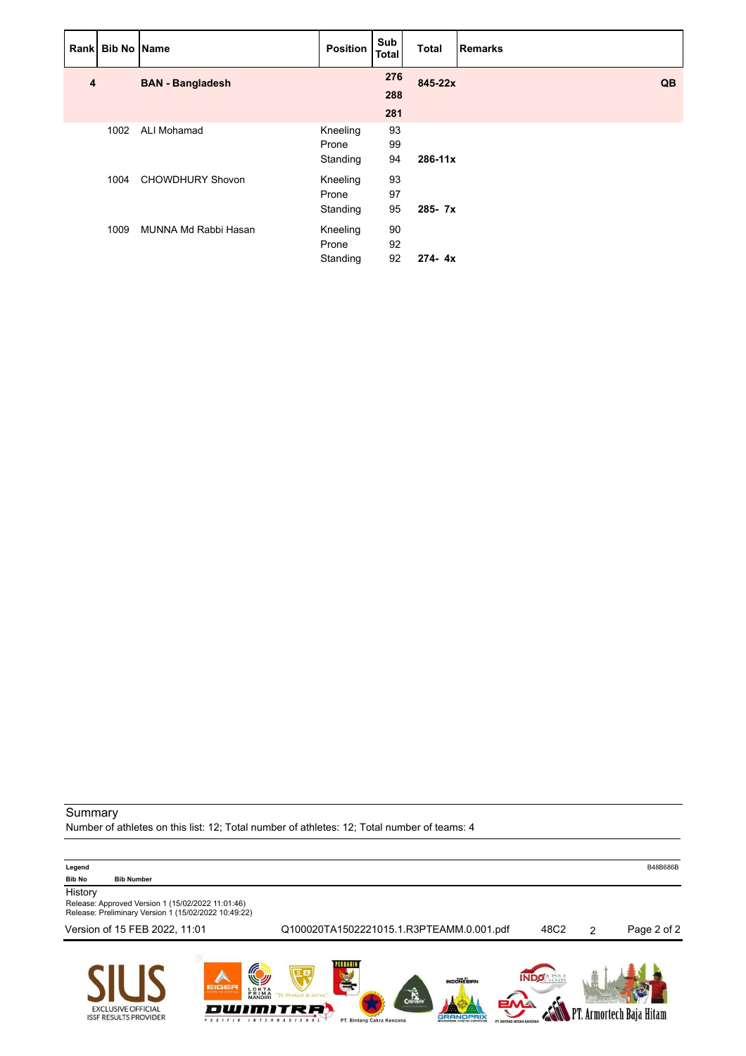| Rank | Bib No | Name | Position | Sub Total | Total | Remarks |
|---|---|---|---|---|---|---|
| 4 | | BAN - Bangladesh | | 276 | 845-22x | QB |
| | | | | 288 | | |
| | | | | 281 | | |
| | 1002 | ALI Mohamad | Kneeling | 93 | | |
| | | | Prone | 99 | | |
| | | | Standing | 94 | 286-11x | |
| | 1004 | CHOWDHURY Shovon | Kneeling | 93 | | |
| | | | Prone | 97 | | |
| | | | Standing | 95 | 285- 7x | |
| | 1009 | MUNNA Md Rabbi Hasan | Kneeling | 90 | | |
| | | | Prone | 92 | | |
| | | | Standing | 92 | 274- 4x | |

Summary

Number of athletes on this list: 12; Total number of athletes: 12; Total number of teams: 4

**Legend** B48B686B

**Bib No** **Bib Number**

History

Release: Approved Version 1 (15/02/2022 11:01:46)

Release: Preliminary Version 1 (15/02/2022 10:49:22)

Version of 15 FEB 2022, 11:01 Q100020TA1502221015.1.R3PTEAMM.0.001.pdf 48C2 2

SIUS EXCLUSIVE OFFICIAL ISSF RESULTS PROVIDER